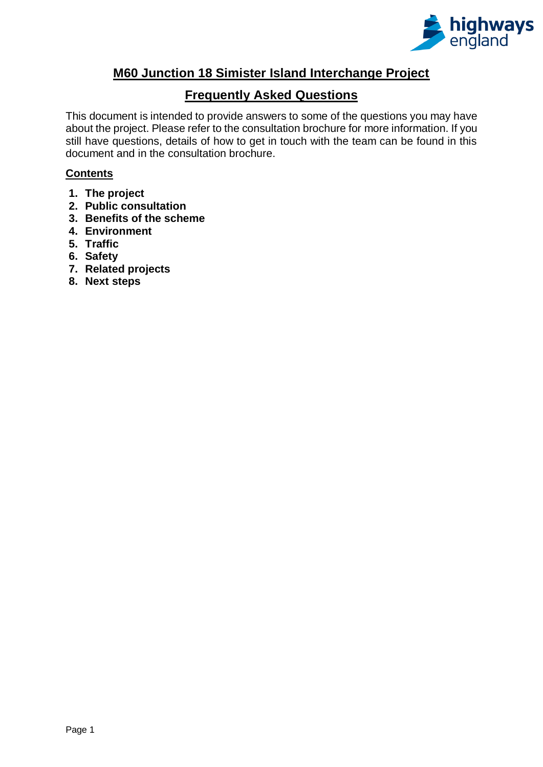# M60 Junction 18 Simister Island Interchange Project

## Frequently Asked Questions

This document is intended to provide answers to some of the questions you may have about the project. Please refer to the consultation brochure for more information. If you still have questions, details of how to get in touch with the team can be found in this document and in the consultation brochure.

### Contents

1. **The project**
2. **Public consultation**
3. **Benefits of the scheme**
4. **Environment**
5. **Traffic**
6. **Safety**
7. **Related projects**
8. **Next steps**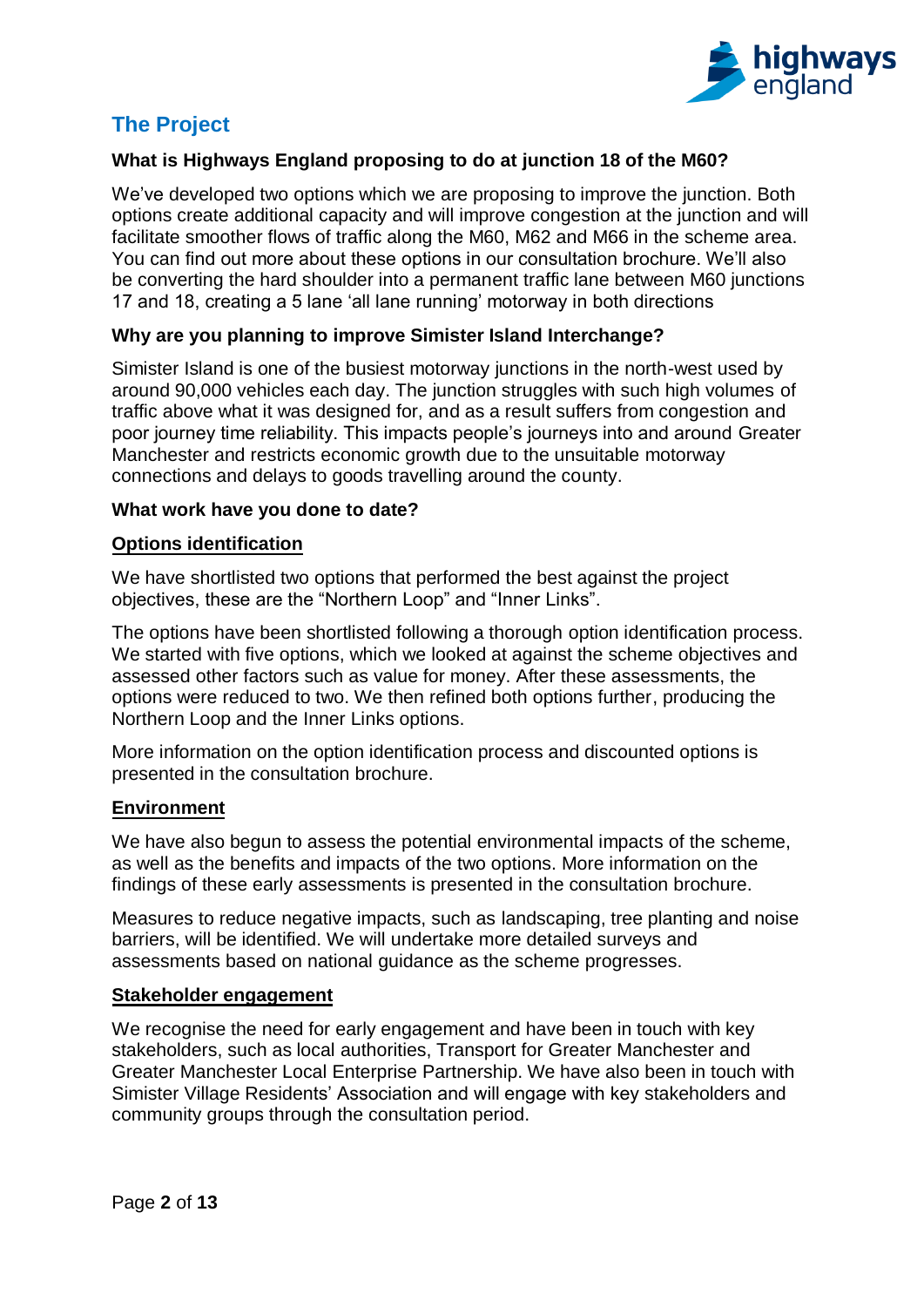## The Project

**What is Highways England proposing to do at junction 18 of the M60?**

We've developed two options which we are proposing to improve the junction. Both options create additional capacity and will improve congestion at the junction and will facilitate smoother flows of traffic along the M60, M62 and M66 in the scheme area. You can find out more about these options in our consultation brochure. We'll also be converting the hard shoulder into a permanent traffic lane between M60 junctions 17 and 18, creating a 5 lane 'all lane running' motorway in both directions

**Why are you planning to improve Simister Island Interchange?**

Simister Island is one of the busiest motorway junctions in the north-west used by around 90,000 vehicles each day. The junction struggles with such high volumes of traffic above what it was designed for, and as a result suffers from congestion and poor journey time reliability. This impacts people's journeys into and around Greater Manchester and restricts economic growth due to the unsuitable motorway connections and delays to goods travelling around the county.

**What work have you done to date?**

**Options identification**

We have shortlisted two options that performed the best against the project objectives, these are the "Northern Loop" and "Inner Links".

The options have been shortlisted following a thorough option identification process. We started with five options, which we looked at against the scheme objectives and assessed other factors such as value for money. After these assessments, the options were reduced to two. We then refined both options further, producing the Northern Loop and the Inner Links options.

More information on the option identification process and discounted options is presented in the consultation brochure.

**Environment**

We have also begun to assess the potential environmental impacts of the scheme, as well as the benefits and impacts of the two options. More information on the findings of these early assessments is presented in the consultation brochure.

Measures to reduce negative impacts, such as landscaping, tree planting and noise barriers, will be identified. We will undertake more detailed surveys and assessments based on national guidance as the scheme progresses.

**Stakeholder engagement**

We recognise the need for early engagement and have been in touch with key stakeholders, such as local authorities, Transport for Greater Manchester and Greater Manchester Local Enterprise Partnership. We have also been in touch with Simister Village Residents' Association and will engage with key stakeholders and community groups through the consultation period.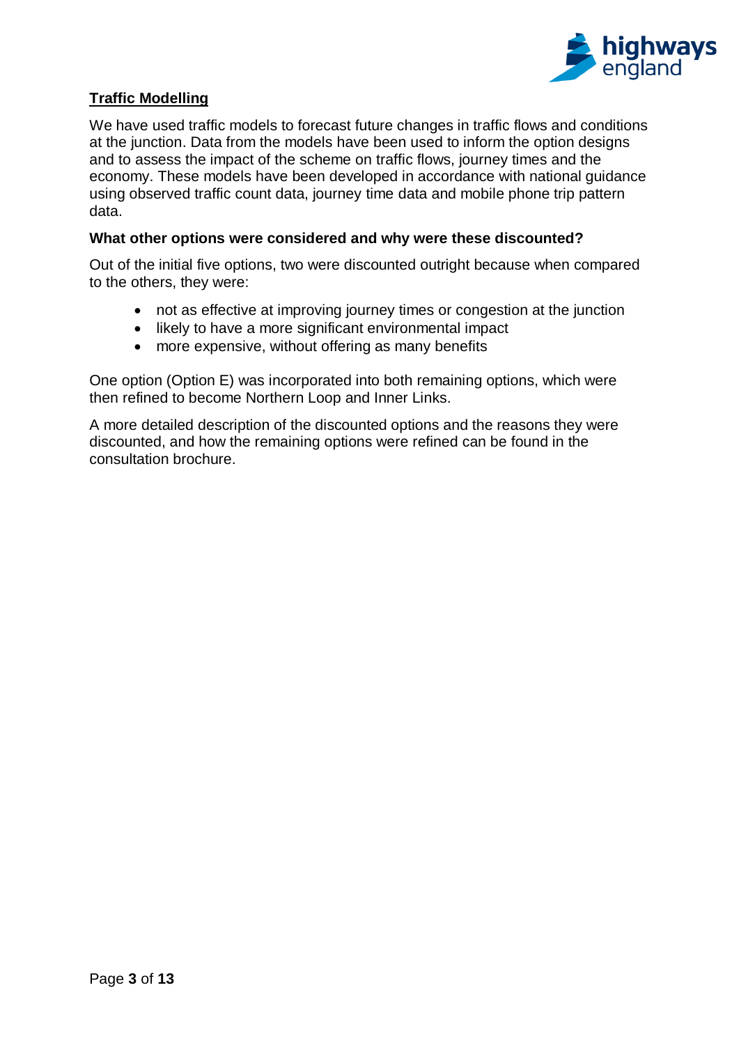## Traffic Modelling

We have used traffic models to forecast future changes in traffic flows and conditions at the junction. Data from the models have been used to inform the option designs and to assess the impact of the scheme on traffic flows, journey times and the economy. These models have been developed in accordance with national guidance using observed traffic count data, journey time data and mobile phone trip pattern data.

### What other options were considered and why were these discounted?

Out of the initial five options, two were discounted outright because when compared to the others, they were:

- not as effective at improving journey times or congestion at the junction
- likely to have a more significant environmental impact
- more expensive, without offering as many benefits

One option (Option E) was incorporated into both remaining options, which were then refined to become Northern Loop and Inner Links.

A more detailed description of the discounted options and the reasons they were discounted, and how the remaining options were refined can be found in the consultation brochure.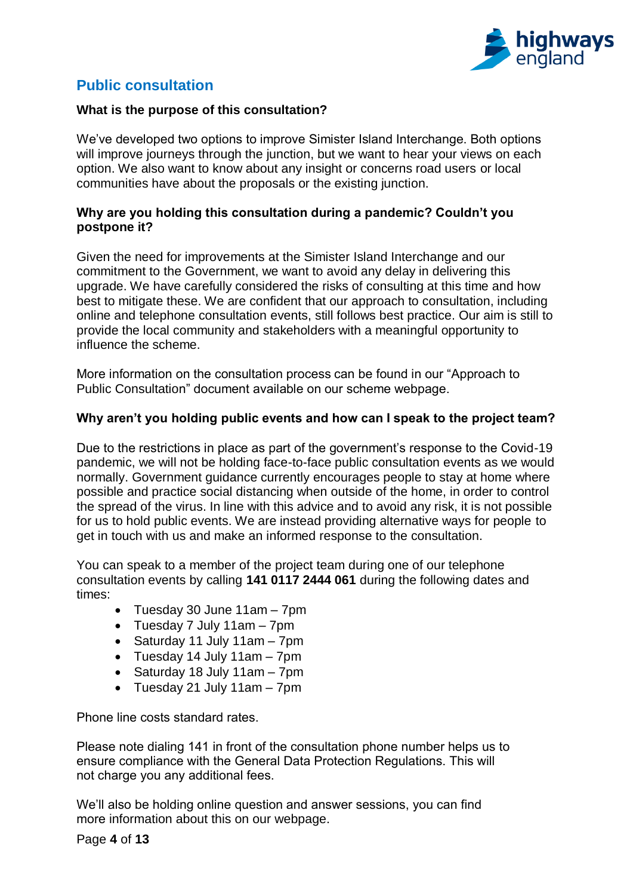## Public consultation

**What is the purpose of this consultation?**

We've developed two options to improve Simister Island Interchange. Both options will improve journeys through the junction, but we want to hear your views on each option. We also want to know about any insight or concerns road users or local communities have about the proposals or the existing junction.

**Why are you holding this consultation during a pandemic? Couldn't you postpone it?**

Given the need for improvements at the Simister Island Interchange and our commitment to the Government, we want to avoid any delay in delivering this upgrade. We have carefully considered the risks of consulting at this time and how best to mitigate these. We are confident that our approach to consultation, including online and telephone consultation events, still follows best practice. Our aim is still to provide the local community and stakeholders with a meaningful opportunity to influence the scheme.

More information on the consultation process can be found in our "Approach to Public Consultation" document available on our scheme webpage.

**Why aren't you holding public events and how can I speak to the project team?**

Due to the restrictions in place as part of the government's response to the Covid-19 pandemic, we will not be holding face-to-face public consultation events as we would normally. Government guidance currently encourages people to stay at home where possible and practice social distancing when outside of the home, in order to control the spread of the virus. In line with this advice and to avoid any risk, it is not possible for us to hold public events. We are instead providing alternative ways for people to get in touch with us and make an informed response to the consultation.

You can speak to a member of the project team during one of our telephone consultation events by calling **141 0117 2444 061** during the following dates and times:

- Tuesday 30 June 11am – 7pm
- Tuesday 7 July 11am – 7pm
- Saturday 11 July 11am – 7pm
- Tuesday 14 July 11am – 7pm
- Saturday 18 July 11am – 7pm
- Tuesday 21 July 11am – 7pm

Phone line costs standard rates.

Please note dialing 141 in front of the consultation phone number helps us to ensure compliance with the General Data Protection Regulations. This will not charge you any additional fees.

We'll also be holding online question and answer sessions, you can find more information about this on our webpage.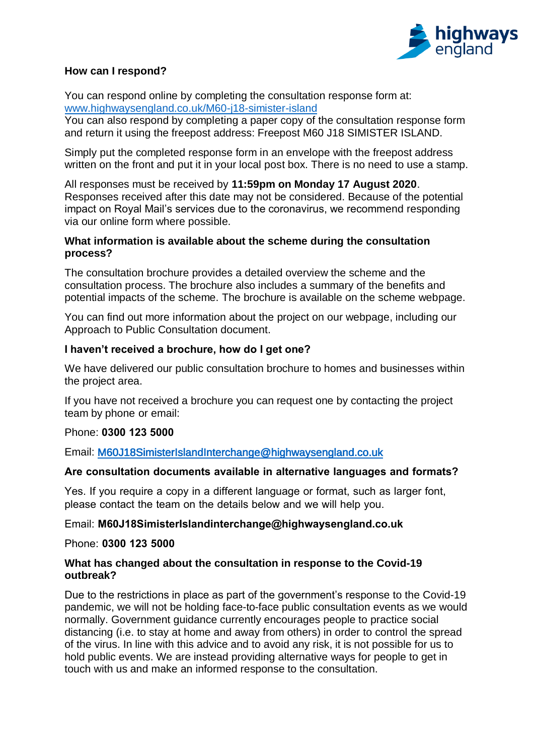**How can I respond?**

You can respond online by completing the consultation response form at: [www.highwaysengland.co.uk/M60-j18-simister-island](www.highwaysengland.co.uk/M60-j18-simister-island)
You can also respond by completing a paper copy of the consultation response form and return it using the freepost address: Freepost M60 J18 SIMISTER ISLAND.

Simply put the completed response form in an envelope with the freepost address written on the front and put it in your local post box. There is no need to use a stamp.

All responses must be received by **11:59pm on Monday 17 August 2020**. Responses received after this date may not be considered. Because of the potential impact on Royal Mail's services due to the coronavirus, we recommend responding via our online form where possible.

**What information is available about the scheme during the consultation process?**

The consultation brochure provides a detailed overview the scheme and the consultation process. The brochure also includes a summary of the benefits and potential impacts of the scheme. The brochure is available on the scheme webpage.

You can find out more information about the project on our webpage, including our Approach to Public Consultation document.

**I haven't received a brochure, how do I get one?**

We have delivered our public consultation brochure to homes and businesses within the project area.

If you have not received a brochure you can request one by contacting the project team by phone or email:

Phone: **0300 123 5000**

Email: [M60J18SimisterIslandInterchange@highwaysengland.co.uk](mailto:M60J18SimisterIslandInterchange@highwaysengland.co.uk)

**Are consultation documents available in alternative languages and formats?**

Yes. If you require a copy in a different language or format, such as larger font, please contact the team on the details below and we will help you.

Email: **M60J18SimisterIslandinterchange@highwaysengland.co.uk**

Phone: **0300 123 5000**

**What has changed about the consultation in response to the Covid-19 outbreak?**

Due to the restrictions in place as part of the government's response to the Covid-19 pandemic, we will not be holding face-to-face public consultation events as we would normally. Government guidance currently encourages people to practice social distancing (i.e. to stay at home and away from others) in order to control the spread of the virus. In line with this advice and to avoid any risk, it is not possible for us to hold public events. We are instead providing alternative ways for people to get in touch with us and make an informed response to the consultation.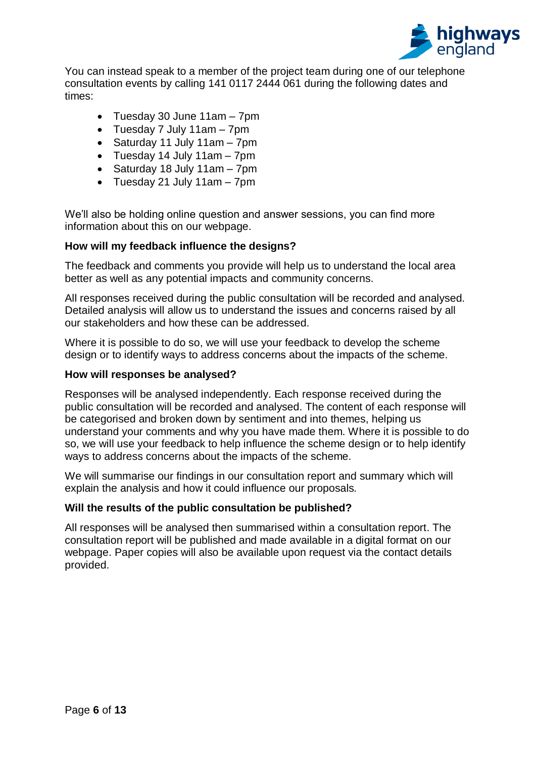You can instead speak to a member of the project team during one of our telephone consultation events by calling 141 0117 2444 061 during the following dates and times:

- Tuesday 30 June 11am – 7pm
- Tuesday 7 July 11am – 7pm
- Saturday 11 July 11am – 7pm
- Tuesday 14 July 11am – 7pm
- Saturday 18 July 11am – 7pm
- Tuesday 21 July 11am – 7pm

We'll also be holding online question and answer sessions, you can find more information about this on our webpage.

**How will my feedback influence the designs?**

The feedback and comments you provide will help us to understand the local area better as well as any potential impacts and community concerns.

All responses received during the public consultation will be recorded and analysed. Detailed analysis will allow us to understand the issues and concerns raised by all our stakeholders and how these can be addressed.

Where it is possible to do so, we will use your feedback to develop the scheme design or to identify ways to address concerns about the impacts of the scheme.

**How will responses be analysed?**

Responses will be analysed independently. Each response received during the public consultation will be recorded and analysed. The content of each response will be categorised and broken down by sentiment and into themes, helping us understand your comments and why you have made them. Where it is possible to do so, we will use your feedback to help influence the scheme design or to help identify ways to address concerns about the impacts of the scheme.

We will summarise our findings in our consultation report and summary which will explain the analysis and how it could influence our proposals.

**Will the results of the public consultation be published?**

All responses will be analysed then summarised within a consultation report. The consultation report will be published and made available in a digital format on our webpage. Paper copies will also be available upon request via the contact details provided.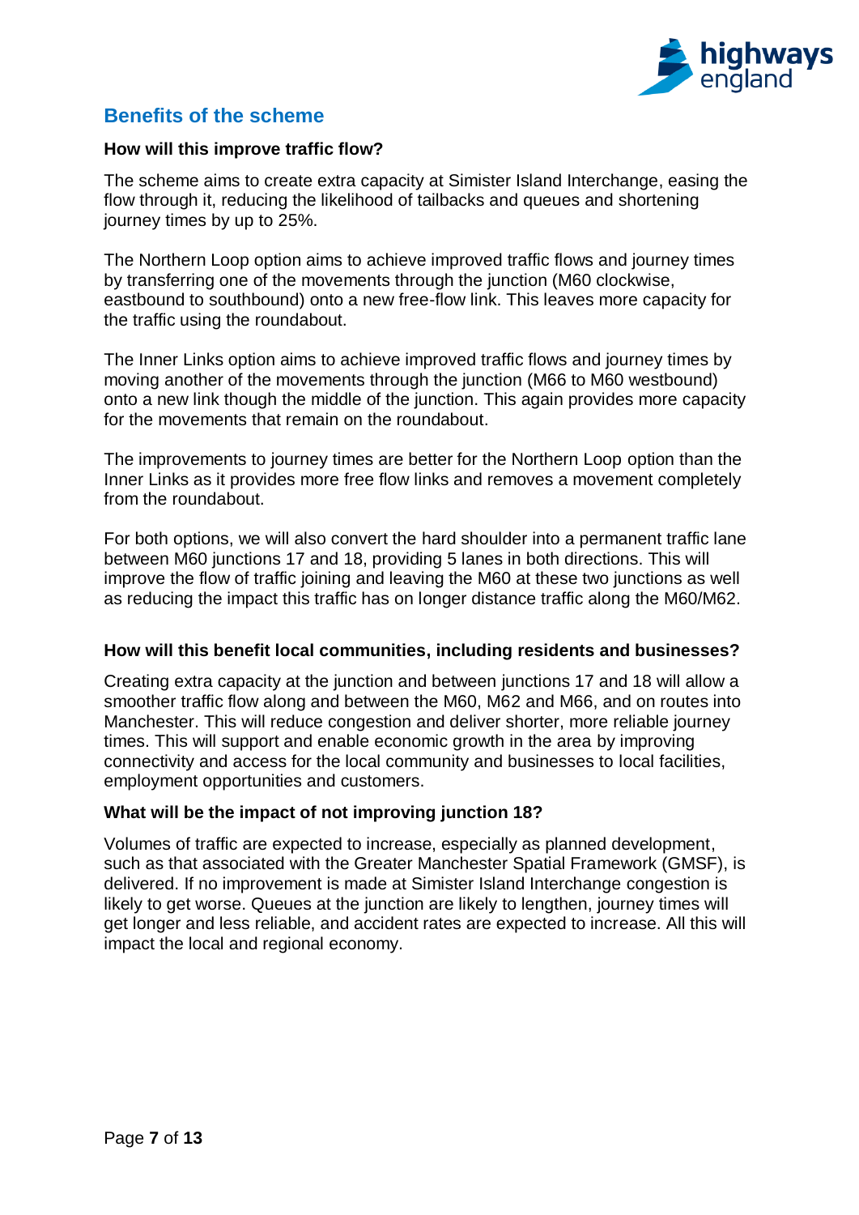## Benefits of the scheme

**How will this improve traffic flow?**

The scheme aims to create extra capacity at Simister Island Interchange, easing the flow through it, reducing the likelihood of tailbacks and queues and shortening journey times by up to 25%.

The Northern Loop option aims to achieve improved traffic flows and journey times by transferring one of the movements through the junction (M60 clockwise, eastbound to southbound) onto a new free-flow link. This leaves more capacity for the traffic using the roundabout.

The Inner Links option aims to achieve improved traffic flows and journey times by moving another of the movements through the junction (M66 to M60 westbound) onto a new link though the middle of the junction. This again provides more capacity for the movements that remain on the roundabout.

The improvements to journey times are better for the Northern Loop option than the Inner Links as it provides more free flow links and removes a movement completely from the roundabout.

For both options, we will also convert the hard shoulder into a permanent traffic lane between M60 junctions 17 and 18, providing 5 lanes in both directions. This will improve the flow of traffic joining and leaving the M60 at these two junctions as well as reducing the impact this traffic has on longer distance traffic along the M60/M62.

**How will this benefit local communities, including residents and businesses?**

Creating extra capacity at the junction and between junctions 17 and 18 will allow a smoother traffic flow along and between the M60, M62 and M66, and on routes into Manchester. This will reduce congestion and deliver shorter, more reliable journey times. This will support and enable economic growth in the area by improving connectivity and access for the local community and businesses to local facilities, employment opportunities and customers.

**What will be the impact of not improving junction 18?**

Volumes of traffic are expected to increase, especially as planned development, such as that associated with the Greater Manchester Spatial Framework (GMSF), is delivered. If no improvement is made at Simister Island Interchange congestion is likely to get worse. Queues at the junction are likely to lengthen, journey times will get longer and less reliable, and accident rates are expected to increase. All this will impact the local and regional economy.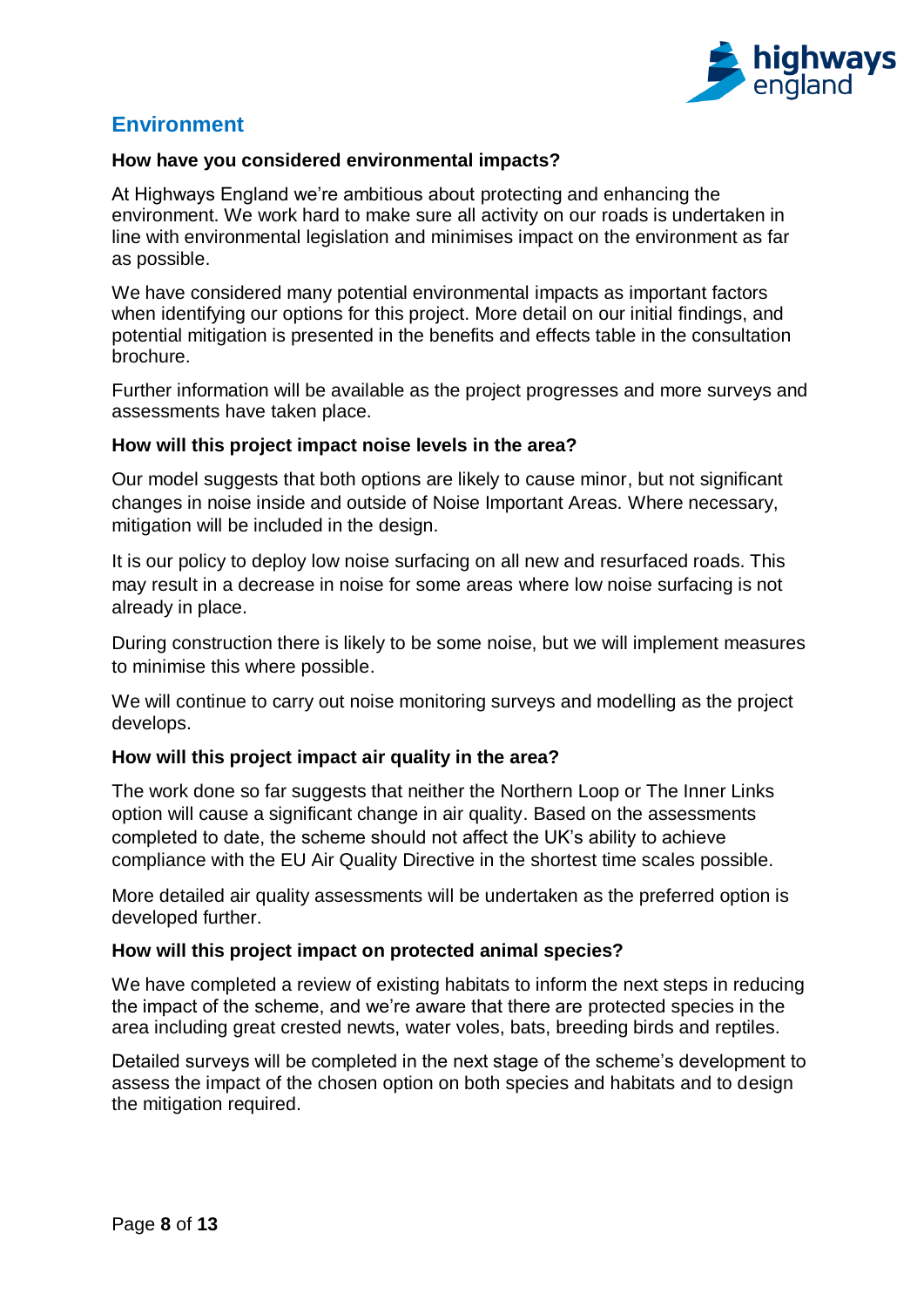## Environment

**How have you considered environmental impacts?**

At Highways England we're ambitious about protecting and enhancing the environment. We work hard to make sure all activity on our roads is undertaken in line with environmental legislation and minimises impact on the environment as far as possible.

We have considered many potential environmental impacts as important factors when identifying our options for this project. More detail on our initial findings, and potential mitigation is presented in the benefits and effects table in the consultation brochure.

Further information will be available as the project progresses and more surveys and assessments have taken place.

**How will this project impact noise levels in the area?**

Our model suggests that both options are likely to cause minor, but not significant changes in noise inside and outside of Noise Important Areas. Where necessary, mitigation will be included in the design.

It is our policy to deploy low noise surfacing on all new and resurfaced roads. This may result in a decrease in noise for some areas where low noise surfacing is not already in place.

During construction there is likely to be some noise, but we will implement measures to minimise this where possible.

We will continue to carry out noise monitoring surveys and modelling as the project develops.

**How will this project impact air quality in the area?**

The work done so far suggests that neither the Northern Loop or The Inner Links option will cause a significant change in air quality. Based on the assessments completed to date, the scheme should not affect the UK's ability to achieve compliance with the EU Air Quality Directive in the shortest time scales possible.

More detailed air quality assessments will be undertaken as the preferred option is developed further.

**How will this project impact on protected animal species?**

We have completed a review of existing habitats to inform the next steps in reducing the impact of the scheme, and we're aware that there are protected species in the area including great crested newts, water voles, bats, breeding birds and reptiles.

Detailed surveys will be completed in the next stage of the scheme's development to assess the impact of the chosen option on both species and habitats and to design the mitigation required.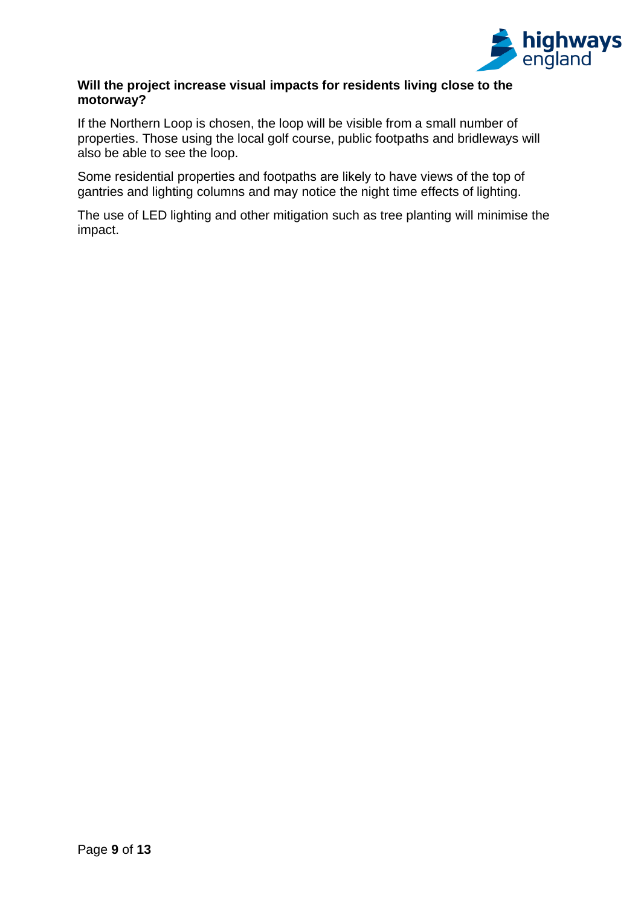**Will the project increase visual impacts for residents living close to the motorway?**

If the Northern Loop is chosen, the loop will be visible from a small number of properties. Those using the local golf course, public footpaths and bridleways will also be able to see the loop.

Some residential properties and footpaths are likely to have views of the top of gantries and lighting columns and may notice the night time effects of lighting.

The use of LED lighting and other mitigation such as tree planting will minimise the impact.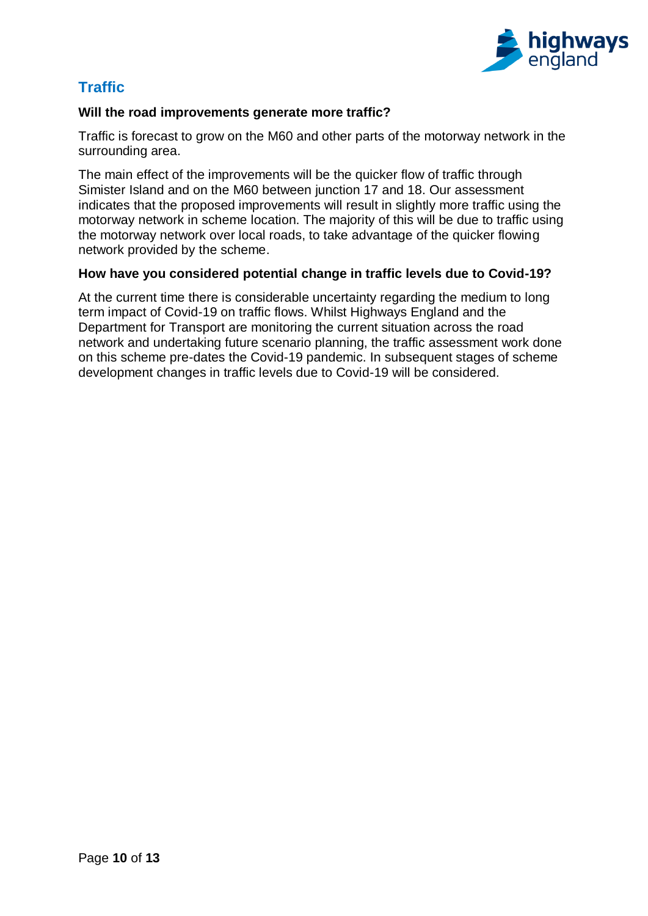## Traffic

**Will the road improvements generate more traffic?**

Traffic is forecast to grow on the M60 and other parts of the motorway network in the surrounding area.

The main effect of the improvements will be the quicker flow of traffic through Simister Island and on the M60 between junction 17 and 18. Our assessment indicates that the proposed improvements will result in slightly more traffic using the motorway network in scheme location. The majority of this will be due to traffic using the motorway network over local roads, to take advantage of the quicker flowing network provided by the scheme.

**How have you considered potential change in traffic levels due to Covid-19?**

At the current time there is considerable uncertainty regarding the medium to long term impact of Covid-19 on traffic flows. Whilst Highways England and the Department for Transport are monitoring the current situation across the road network and undertaking future scenario planning, the traffic assessment work done on this scheme pre-dates the Covid-19 pandemic. In subsequent stages of scheme development changes in traffic levels due to Covid-19 will be considered.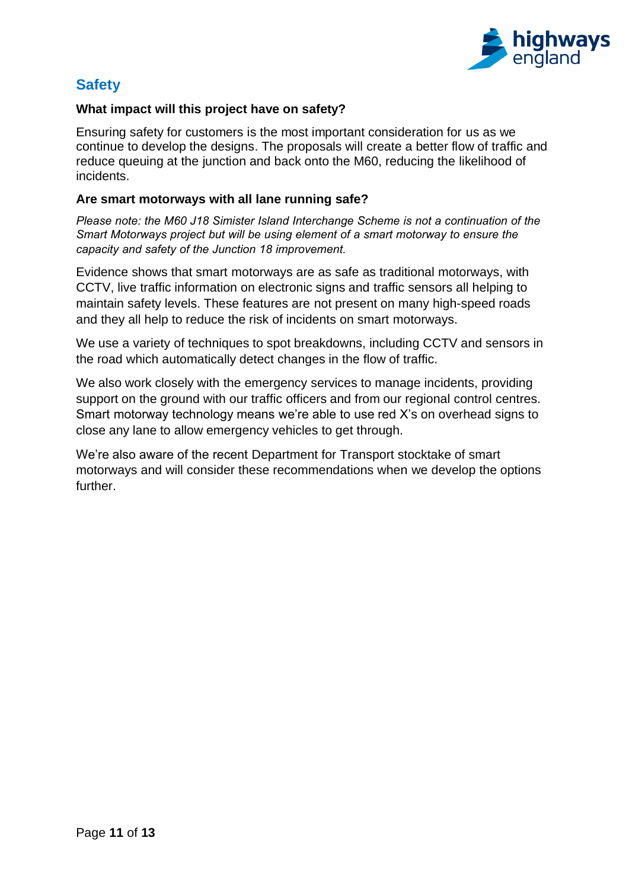## Safety

**What impact will this project have on safety?**

Ensuring safety for customers is the most important consideration for us as we continue to develop the designs. The proposals will create a better flow of traffic and reduce queuing at the junction and back onto the M60, reducing the likelihood of incidents.

**Are smart motorways with all lane running safe?**

*Please note: the M60 J18 Simister Island Interchange Scheme is not a continuation of the Smart Motorways project but will be using element of a smart motorway to ensure the capacity and safety of the Junction 18 improvement.*

Evidence shows that smart motorways are as safe as traditional motorways, with CCTV, live traffic information on electronic signs and traffic sensors all helping to maintain safety levels. These features are not present on many high-speed roads and they all help to reduce the risk of incidents on smart motorways.

We use a variety of techniques to spot breakdowns, including CCTV and sensors in the road which automatically detect changes in the flow of traffic.

We also work closely with the emergency services to manage incidents, providing support on the ground with our traffic officers and from our regional control centres. Smart motorway technology means we're able to use red X's on overhead signs to close any lane to allow emergency vehicles to get through.

We're also aware of the recent Department for Transport stocktake of smart motorways and will consider these recommendations when we develop the options further.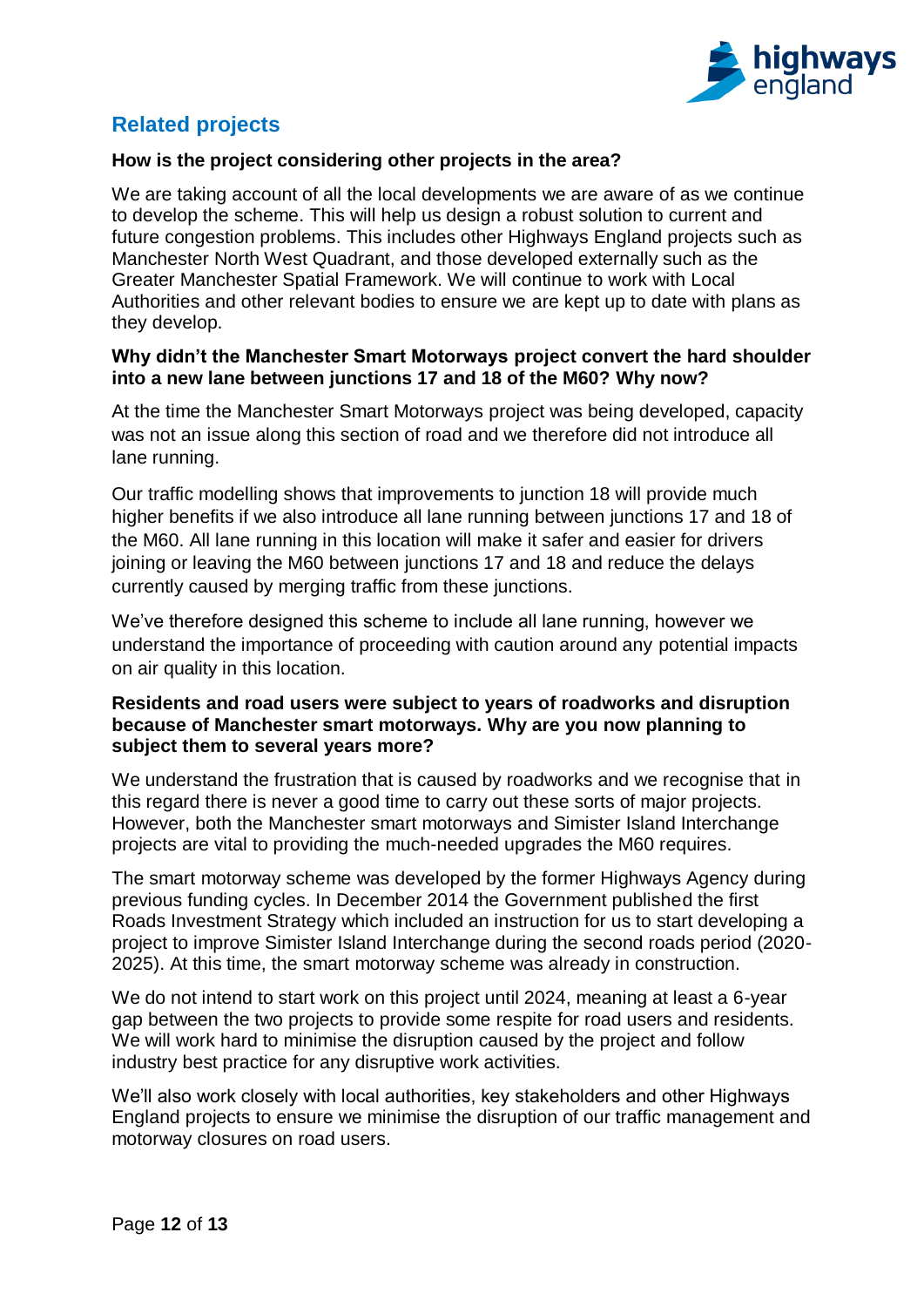## Related projects

**How is the project considering other projects in the area?**

We are taking account of all the local developments we are aware of as we continue to develop the scheme. This will help us design a robust solution to current and future congestion problems. This includes other Highways England projects such as Manchester North West Quadrant, and those developed externally such as the Greater Manchester Spatial Framework. We will continue to work with Local Authorities and other relevant bodies to ensure we are kept up to date with plans as they develop.

**Why didn't the Manchester Smart Motorways project convert the hard shoulder into a new lane between junctions 17 and 18 of the M60? Why now?**

At the time the Manchester Smart Motorways project was being developed, capacity was not an issue along this section of road and we therefore did not introduce all lane running.

Our traffic modelling shows that improvements to junction 18 will provide much higher benefits if we also introduce all lane running between junctions 17 and 18 of the M60. All lane running in this location will make it safer and easier for drivers joining or leaving the M60 between junctions 17 and 18 and reduce the delays currently caused by merging traffic from these junctions.

We've therefore designed this scheme to include all lane running, however we understand the importance of proceeding with caution around any potential impacts on air quality in this location.

**Residents and road users were subject to years of roadworks and disruption because of Manchester smart motorways. Why are you now planning to subject them to several years more?**

We understand the frustration that is caused by roadworks and we recognise that in this regard there is never a good time to carry out these sorts of major projects. However, both the Manchester smart motorways and Simister Island Interchange projects are vital to providing the much-needed upgrades the M60 requires.

The smart motorway scheme was developed by the former Highways Agency during previous funding cycles. In December 2014 the Government published the first Roads Investment Strategy which included an instruction for us to start developing a project to improve Simister Island Interchange during the second roads period (2020-2025). At this time, the smart motorway scheme was already in construction.

We do not intend to start work on this project until 2024, meaning at least a 6-year gap between the two projects to provide some respite for road users and residents. We will work hard to minimise the disruption caused by the project and follow industry best practice for any disruptive work activities.

We'll also work closely with local authorities, key stakeholders and other Highways England projects to ensure we minimise the disruption of our traffic management and motorway closures on road users.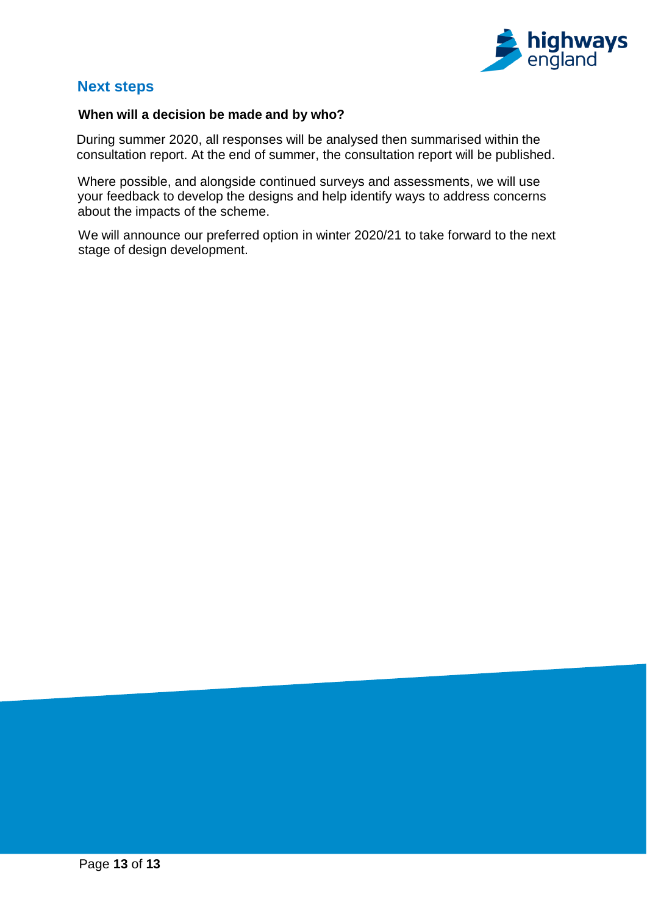## Next steps

### When will a decision be made and by who?

During summer 2020, all responses will be analysed then summarised within the consultation report. At the end of summer, the consultation report will be published.

Where possible, and alongside continued surveys and assessments, we will use your feedback to develop the designs and help identify ways to address concerns about the impacts of the scheme.

We will announce our preferred option in winter 2020/21 to take forward to the next stage of design development.